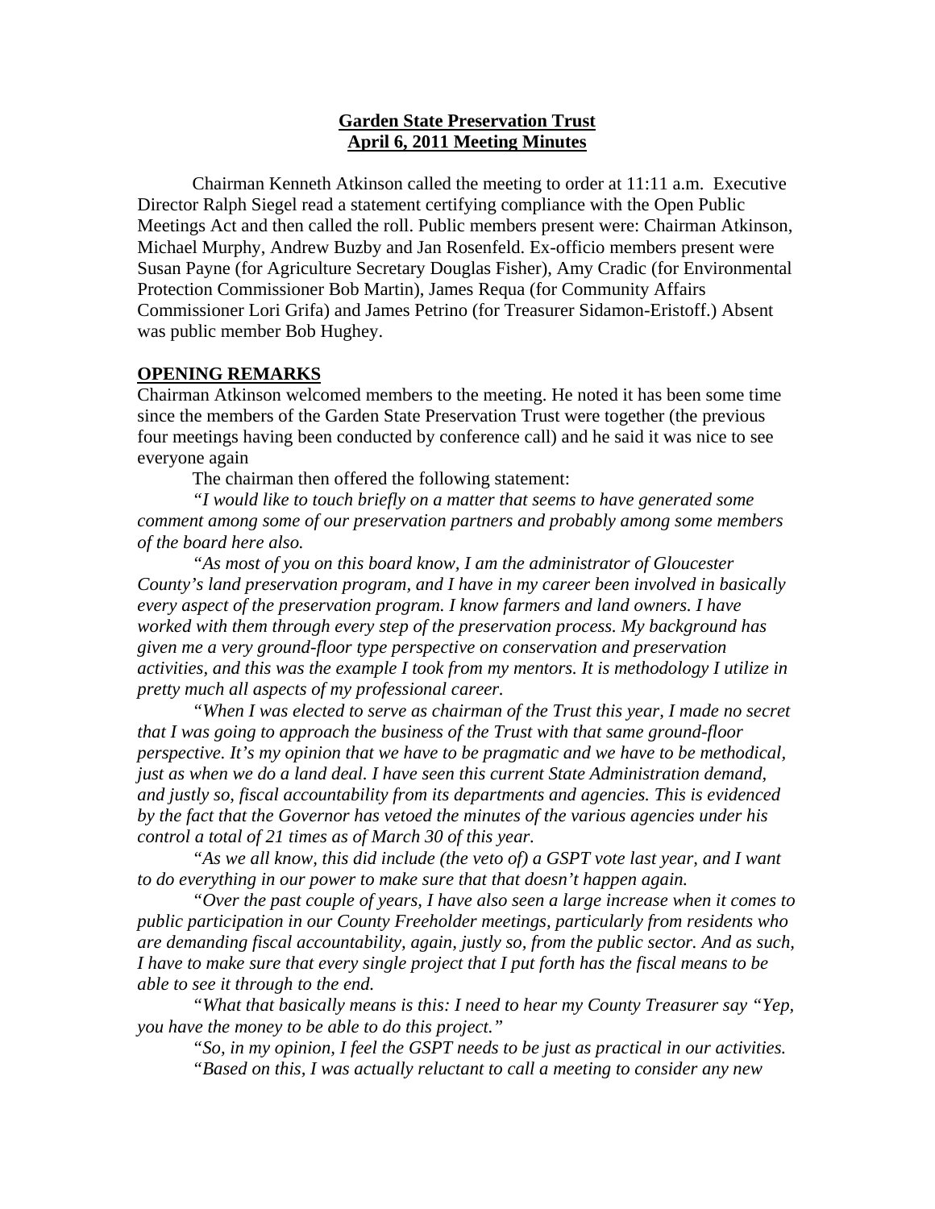# **Garden State Preservation Trust**
## **April 6, 2011 Meeting Minutes**

Chairman Kenneth Atkinson called the meeting to order at 11:11 a.m. Executive Director Ralph Siegel read a statement certifying compliance with the Open Public Meetings Act and then called the roll. Public members present were: Chairman Atkinson, Michael Murphy, Andrew Buzby and Jan Rosenfeld. Ex-officio members present were Susan Payne (for Agriculture Secretary Douglas Fisher), Amy Cradic (for Environmental Protection Commissioner Bob Martin), James Requa (for Community Affairs Commissioner Lori Grifa) and James Petrino (for Treasurer Sidamon-Eristoff.) Absent was public member Bob Hughey.

### **OPENING REMARKS**

Chairman Atkinson welcomed members to the meeting. He noted it has been some time since the members of the Garden State Preservation Trust were together (the previous four meetings having been conducted by conference call) and he said it was nice to see everyone again

The chairman then offered the following statement:

*"I would like to touch briefly on a matter that seems to have generated some comment among some of our preservation partners and probably among some members of the board here also.*

*"As most of you on this board know, I am the administrator of Gloucester County's land preservation program, and I have in my career been involved in basically every aspect of the preservation program. I know farmers and land owners. I have worked with them through every step of the preservation process. My background has given me a very ground-floor type perspective on conservation and preservation activities, and this was the example I took from my mentors. It is methodology I utilize in pretty much all aspects of my professional career.*

*"When I was elected to serve as chairman of the Trust this year, I made no secret that I was going to approach the business of the Trust with that same ground-floor perspective. It's my opinion that we have to be pragmatic and we have to be methodical, just as when we do a land deal. I have seen this current State Administration demand, and justly so, fiscal accountability from its departments and agencies. This is evidenced by the fact that the Governor has vetoed the minutes of the various agencies under his control a total of 21 times as of March 30 of this year.*

*"As we all know, this did include (the veto of) a GSPT vote last year, and I want to do everything in our power to make sure that that doesn't happen again.*

*"Over the past couple of years, I have also seen a large increase when it comes to public participation in our County Freeholder meetings, particularly from residents who are demanding fiscal accountability, again, justly so, from the public sector. And as such, I have to make sure that every single project that I put forth has the fiscal means to be able to see it through to the end.*

*"What that basically means is this: I need to hear my County Treasurer say "Yep, you have the money to be able to do this project."*

*"So, in my opinion, I feel the GSPT needs to be just as practical in our activities.*

*"Based on this, I was actually reluctant to call a meeting to consider any new*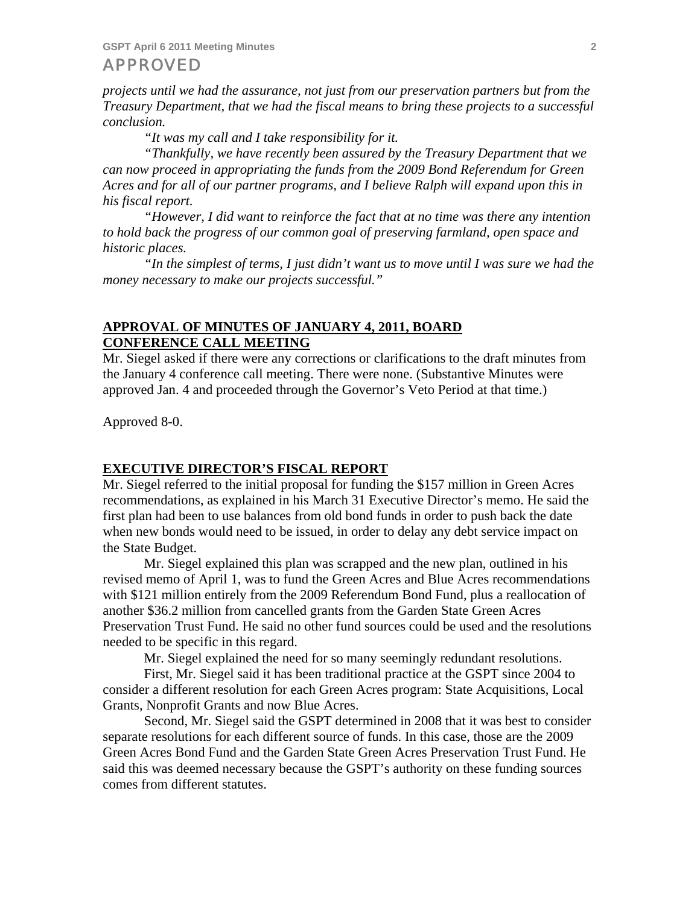APPROVED

*projects until we had the assurance, not just from our preservation partners but from the Treasury Department, that we had the fiscal means to bring these projects to a successful conclusion.*

*"It was my call and I take responsibility for it.*

*"Thankfully, we have recently been assured by the Treasury Department that we can now proceed in appropriating the funds from the 2009 Bond Referendum for Green Acres and for all of our partner programs, and I believe Ralph will expand upon this in his fiscal report.*

*"However, I did want to reinforce the fact that at no time was there any intention to hold back the progress of our common goal of preserving farmland, open space and historic places.*

*"In the simplest of terms, I just didn't want us to move until I was sure we had the money necessary to make our projects successful."*

## APPROVAL OF MINUTES OF JANUARY 4, 2011, BOARD CONFERENCE CALL MEETING

Mr. Siegel asked if there were any corrections or clarifications to the draft minutes from the January 4 conference call meeting. There were none. (Substantive Minutes were approved Jan. 4 and proceeded through the Governor's Veto Period at that time.)

Approved 8-0.

## EXECUTIVE DIRECTOR'S FISCAL REPORT

Mr. Siegel referred to the initial proposal for funding the $157 million in Green Acres recommendations, as explained in his March 31 Executive Director's memo. He said the first plan had been to use balances from old bond funds in order to push back the date when new bonds would need to be issued, in order to delay any debt service impact on the State Budget.

Mr. Siegel explained this plan was scrapped and the new plan, outlined in his revised memo of April 1, was to fund the Green Acres and Blue Acres recommendations with $121 million entirely from the 2009 Referendum Bond Fund, plus a reallocation of another $36.2 million from cancelled grants from the Garden State Green Acres Preservation Trust Fund. He said no other fund sources could be used and the resolutions needed to be specific in this regard.

Mr. Siegel explained the need for so many seemingly redundant resolutions.

First, Mr. Siegel said it has been traditional practice at the GSPT since 2004 to consider a different resolution for each Green Acres program: State Acquisitions, Local Grants, Nonprofit Grants and now Blue Acres.

Second, Mr. Siegel said the GSPT determined in 2008 that it was best to consider separate resolutions for each different source of funds. In this case, those are the 2009 Green Acres Bond Fund and the Garden State Green Acres Preservation Trust Fund. He said this was deemed necessary because the GSPT's authority on these funding sources comes from different statutes.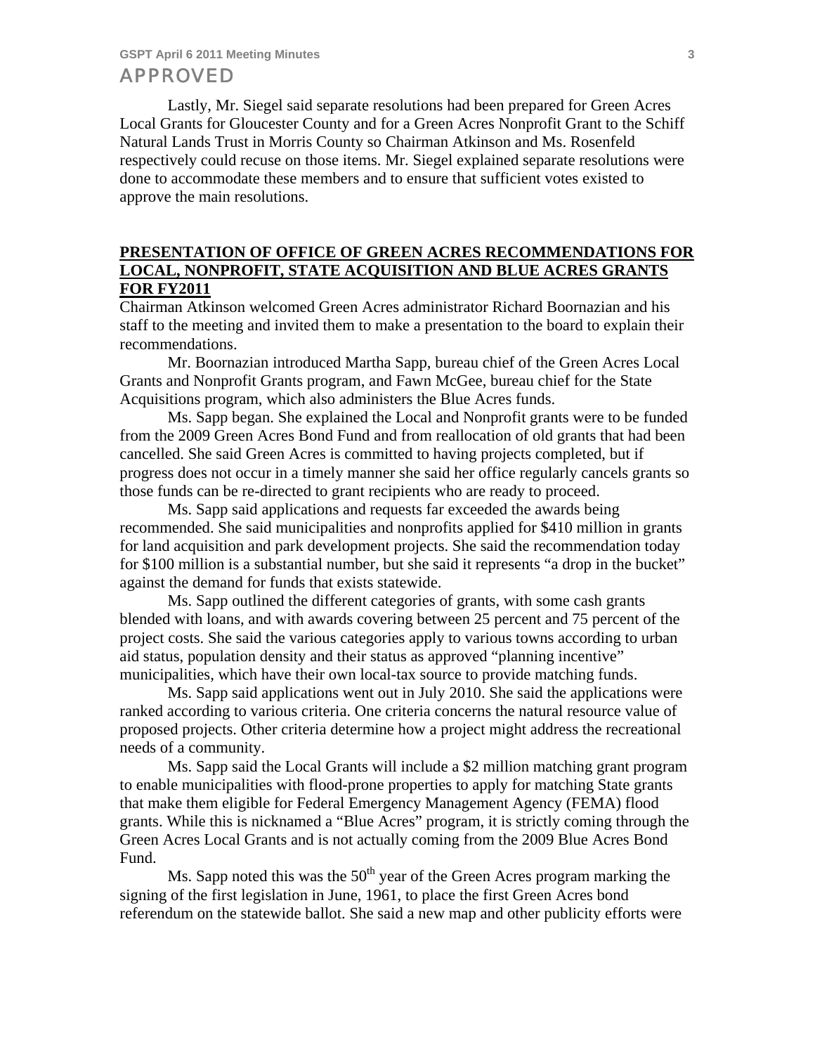Lastly, Mr. Siegel said separate resolutions had been prepared for Green Acres Local Grants for Gloucester County and for a Green Acres Nonprofit Grant to the Schiff Natural Lands Trust in Morris County so Chairman Atkinson and Ms. Rosenfeld respectively could recuse on those items. Mr. Siegel explained separate resolutions were done to accommodate these members and to ensure that sufficient votes existed to approve the main resolutions.

## PRESENTATION OF OFFICE OF GREEN ACRES RECOMMENDATIONS FOR LOCAL, NONPROFIT, STATE ACQUISITION AND BLUE ACRES GRANTS FOR FY2011

Chairman Atkinson welcomed Green Acres administrator Richard Boornazian and his staff to the meeting and invited them to make a presentation to the board to explain their recommendations.

Mr. Boornazian introduced Martha Sapp, bureau chief of the Green Acres Local Grants and Nonprofit Grants program, and Fawn McGee, bureau chief for the State Acquisitions program, which also administers the Blue Acres funds.

Ms. Sapp began. She explained the Local and Nonprofit grants were to be funded from the 2009 Green Acres Bond Fund and from reallocation of old grants that had been cancelled. She said Green Acres is committed to having projects completed, but if progress does not occur in a timely manner she said her office regularly cancels grants so those funds can be re-directed to grant recipients who are ready to proceed.

Ms. Sapp said applications and requests far exceeded the awards being recommended. She said municipalities and nonprofits applied for $410 million in grants for land acquisition and park development projects. She said the recommendation today for $100 million is a substantial number, but she said it represents "a drop in the bucket" against the demand for funds that exists statewide.

Ms. Sapp outlined the different categories of grants, with some cash grants blended with loans, and with awards covering between 25 percent and 75 percent of the project costs. She said the various categories apply to various towns according to urban aid status, population density and their status as approved "planning incentive" municipalities, which have their own local-tax source to provide matching funds.

Ms. Sapp said applications went out in July 2010. She said the applications were ranked according to various criteria. One criteria concerns the natural resource value of proposed projects. Other criteria determine how a project might address the recreational needs of a community.

Ms. Sapp said the Local Grants will include a $2 million matching grant program to enable municipalities with flood-prone properties to apply for matching State grants that make them eligible for Federal Emergency Management Agency (FEMA) flood grants. While this is nicknamed a "Blue Acres" program, it is strictly coming through the Green Acres Local Grants and is not actually coming from the 2009 Blue Acres Bond Fund.

Ms. Sapp noted this was the 50th year of the Green Acres program marking the signing of the first legislation in June, 1961, to place the first Green Acres bond referendum on the statewide ballot. She said a new map and other publicity efforts were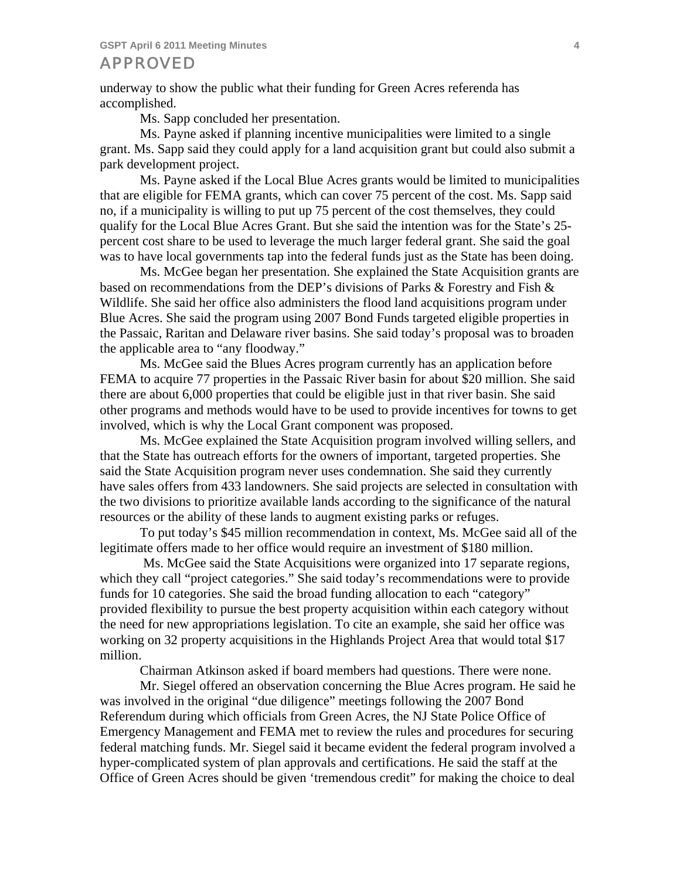underway to show the public what their funding for Green Acres referenda has accomplished.

Ms. Sapp concluded her presentation.

Ms. Payne asked if planning incentive municipalities were limited to a single grant. Ms. Sapp said they could apply for a land acquisition grant but could also submit a park development project.

Ms. Payne asked if the Local Blue Acres grants would be limited to municipalities that are eligible for FEMA grants, which can cover 75 percent of the cost. Ms. Sapp said no, if a municipality is willing to put up 75 percent of the cost themselves, they could qualify for the Local Blue Acres Grant. But she said the intention was for the State's 25-percent cost share to be used to leverage the much larger federal grant. She said the goal was to have local governments tap into the federal funds just as the State has been doing.

Ms. McGee began her presentation. She explained the State Acquisition grants are based on recommendations from the DEP's divisions of Parks & Forestry and Fish & Wildlife. She said her office also administers the flood land acquisitions program under Blue Acres. She said the program using 2007 Bond Funds targeted eligible properties in the Passaic, Raritan and Delaware river basins. She said today's proposal was to broaden the applicable area to "any floodway."

Ms. McGee said the Blues Acres program currently has an application before FEMA to acquire 77 properties in the Passaic River basin for about $20 million. She said there are about 6,000 properties that could be eligible just in that river basin. She said other programs and methods would have to be used to provide incentives for towns to get involved, which is why the Local Grant component was proposed.

Ms. McGee explained the State Acquisition program involved willing sellers, and that the State has outreach efforts for the owners of important, targeted properties. She said the State Acquisition program never uses condemnation. She said they currently have sales offers from 433 landowners. She said projects are selected in consultation with the two divisions to prioritize available lands according to the significance of the natural resources or the ability of these lands to augment existing parks or refuges.

To put today's $45 million recommendation in context, Ms. McGee said all of the legitimate offers made to her office would require an investment of $180 million.

Ms. McGee said the State Acquisitions were organized into 17 separate regions, which they call "project categories." She said today's recommendations were to provide funds for 10 categories. She said the broad funding allocation to each "category" provided flexibility to pursue the best property acquisition within each category without the need for new appropriations legislation. To cite an example, she said her office was working on 32 property acquisitions in the Highlands Project Area that would total $17 million.

Chairman Atkinson asked if board members had questions. There were none.

Mr. Siegel offered an observation concerning the Blue Acres program. He said he was involved in the original "due diligence" meetings following the 2007 Bond Referendum during which officials from Green Acres, the NJ State Police Office of Emergency Management and FEMA met to review the rules and procedures for securing federal matching funds. Mr. Siegel said it became evident the federal program involved a hyper-complicated system of plan approvals and certifications. He said the staff at the Office of Green Acres should be given 'tremendous credit" for making the choice to deal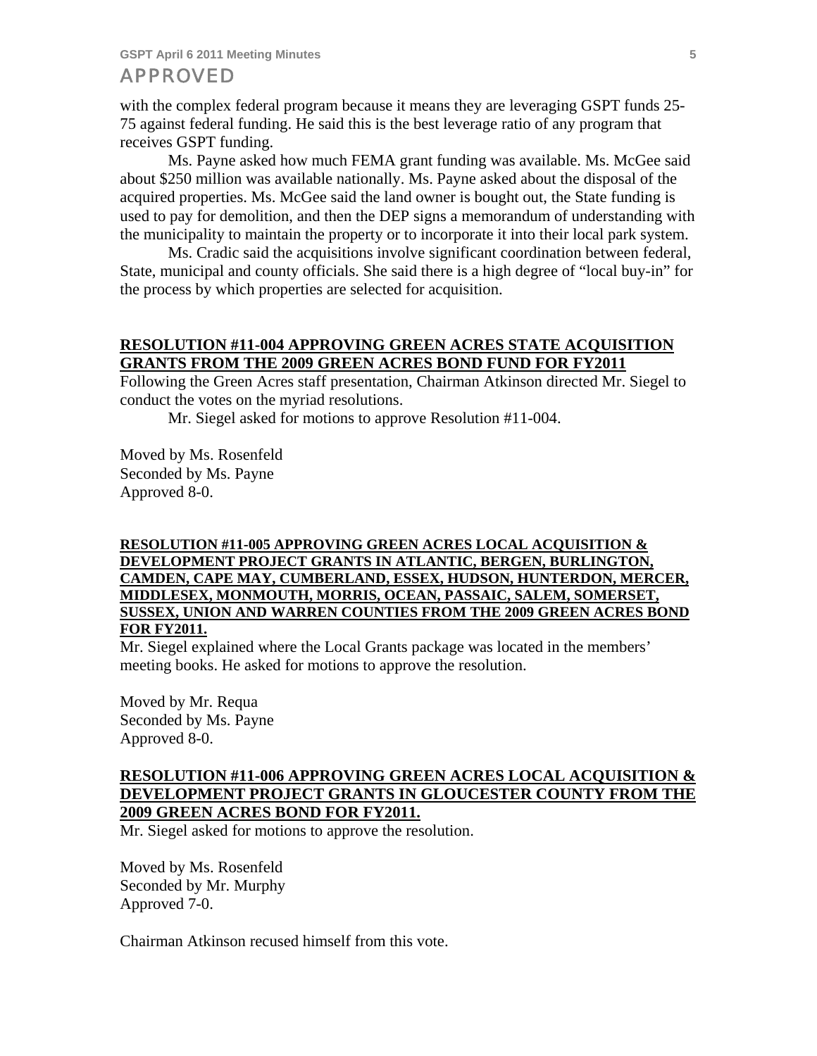with the complex federal program because it means they are leveraging GSPT funds 25-75 against federal funding. He said this is the best leverage ratio of any program that receives GSPT funding.

Ms. Payne asked how much FEMA grant funding was available. Ms. McGee said about $250 million was available nationally. Ms. Payne asked about the disposal of the acquired properties. Ms. McGee said the land owner is bought out, the State funding is used to pay for demolition, and then the DEP signs a memorandum of understanding with the municipality to maintain the property or to incorporate it into their local park system.

Ms. Cradic said the acquisitions involve significant coordination between federal, State, municipal and county officials. She said there is a high degree of "local buy-in" for the process by which properties are selected for acquisition.

**RESOLUTION #11-004 APPROVING GREEN ACRES STATE ACQUISITION GRANTS FROM THE 2009 GREEN ACRES BOND FUND FOR FY2011**

Following the Green Acres staff presentation, Chairman Atkinson directed Mr. Siegel to conduct the votes on the myriad resolutions.

Mr. Siegel asked for motions to approve Resolution #11-004.

Moved by Ms. Rosenfeld
Seconded by Ms. Payne
Approved 8-0.

**RESOLUTION #11-005 APPROVING GREEN ACRES LOCAL ACQUISITION & DEVELOPMENT PROJECT GRANTS IN ATLANTIC, BERGEN, BURLINGTON, CAMDEN, CAPE MAY, CUMBERLAND, ESSEX, HUDSON, HUNTERDON, MERCER, MIDDLESEX, MONMOUTH, MORRIS, OCEAN, PASSAIC, SALEM, SOMERSET, SUSSEX, UNION AND WARREN COUNTIES FROM THE 2009 GREEN ACRES BOND FOR FY2011.**

Mr. Siegel explained where the Local Grants package was located in the members' meeting books. He asked for motions to approve the resolution.

Moved by Mr. Requa
Seconded by Ms. Payne
Approved 8-0.

**RESOLUTION #11-006 APPROVING GREEN ACRES LOCAL ACQUISITION & DEVELOPMENT PROJECT GRANTS IN GLOUCESTER COUNTY FROM THE 2009 GREEN ACRES BOND FOR FY2011.**

Mr. Siegel asked for motions to approve the resolution.

Moved by Ms. Rosenfeld
Seconded by Mr. Murphy
Approved 7-0.

Chairman Atkinson recused himself from this vote.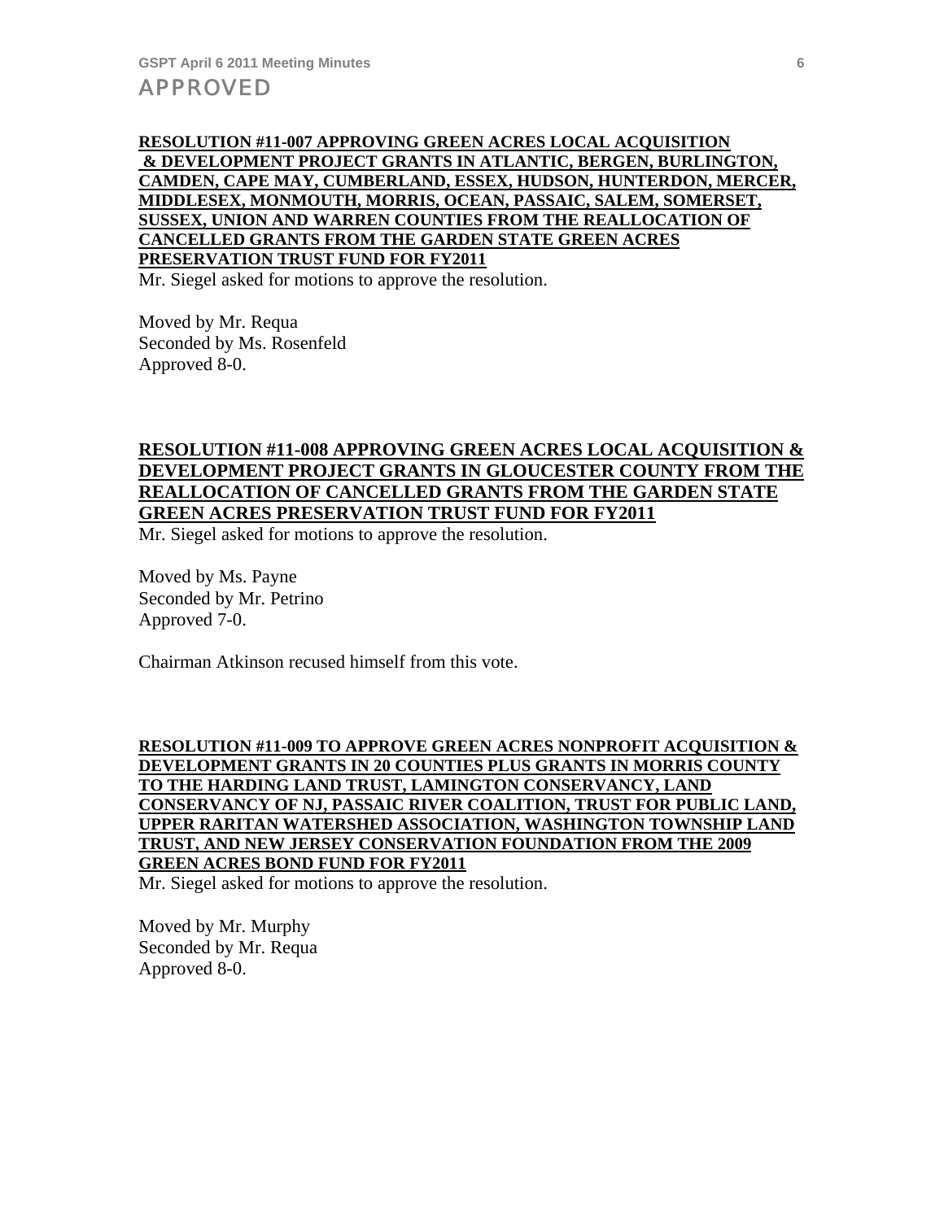**RESOLUTION #11-007 APPROVING GREEN ACRES LOCAL ACQUISITION & DEVELOPMENT PROJECT GRANTS IN ATLANTIC, BERGEN, BURLINGTON, CAMDEN, CAPE MAY, CUMBERLAND, ESSEX, HUDSON, HUNTERDON, MERCER, MIDDLESEX, MONMOUTH, MORRIS, OCEAN, PASSAIC, SALEM, SOMERSET, SUSSEX, UNION AND WARREN COUNTIES FROM THE REALLOCATION OF CANCELLED GRANTS FROM THE GARDEN STATE GREEN ACRES PRESERVATION TRUST FUND FOR FY2011**

Mr. Siegel asked for motions to approve the resolution.

Moved by Mr. Requa
Seconded by Ms. Rosenfeld
Approved 8-0.

**RESOLUTION #11-008 APPROVING GREEN ACRES LOCAL ACQUISITION & DEVELOPMENT PROJECT GRANTS IN GLOUCESTER COUNTY FROM THE REALLOCATION OF CANCELLED GRANTS FROM THE GARDEN STATE GREEN ACRES PRESERVATION TRUST FUND FOR FY2011**

Mr. Siegel asked for motions to approve the resolution.

Moved by Ms. Payne
Seconded by Mr. Petrino
Approved 7-0.

Chairman Atkinson recused himself from this vote.

**RESOLUTION #11-009 TO APPROVE GREEN ACRES NONPROFIT ACQUISITION & DEVELOPMENT GRANTS IN 20 COUNTIES PLUS GRANTS IN MORRIS COUNTY TO THE HARDING LAND TRUST, LAMINGTON CONSERVANCY, LAND CONSERVANCY OF NJ, PASSAIC RIVER COALITION, TRUST FOR PUBLIC LAND, UPPER RARITAN WATERSHED ASSOCIATION, WASHINGTON TOWNSHIP LAND TRUST, AND NEW JERSEY CONSERVATION FOUNDATION FROM THE 2009 GREEN ACRES BOND FUND FOR FY2011**

Mr. Siegel asked for motions to approve the resolution.

Moved by Mr. Murphy
Seconded by Mr. Requa
Approved 8-0.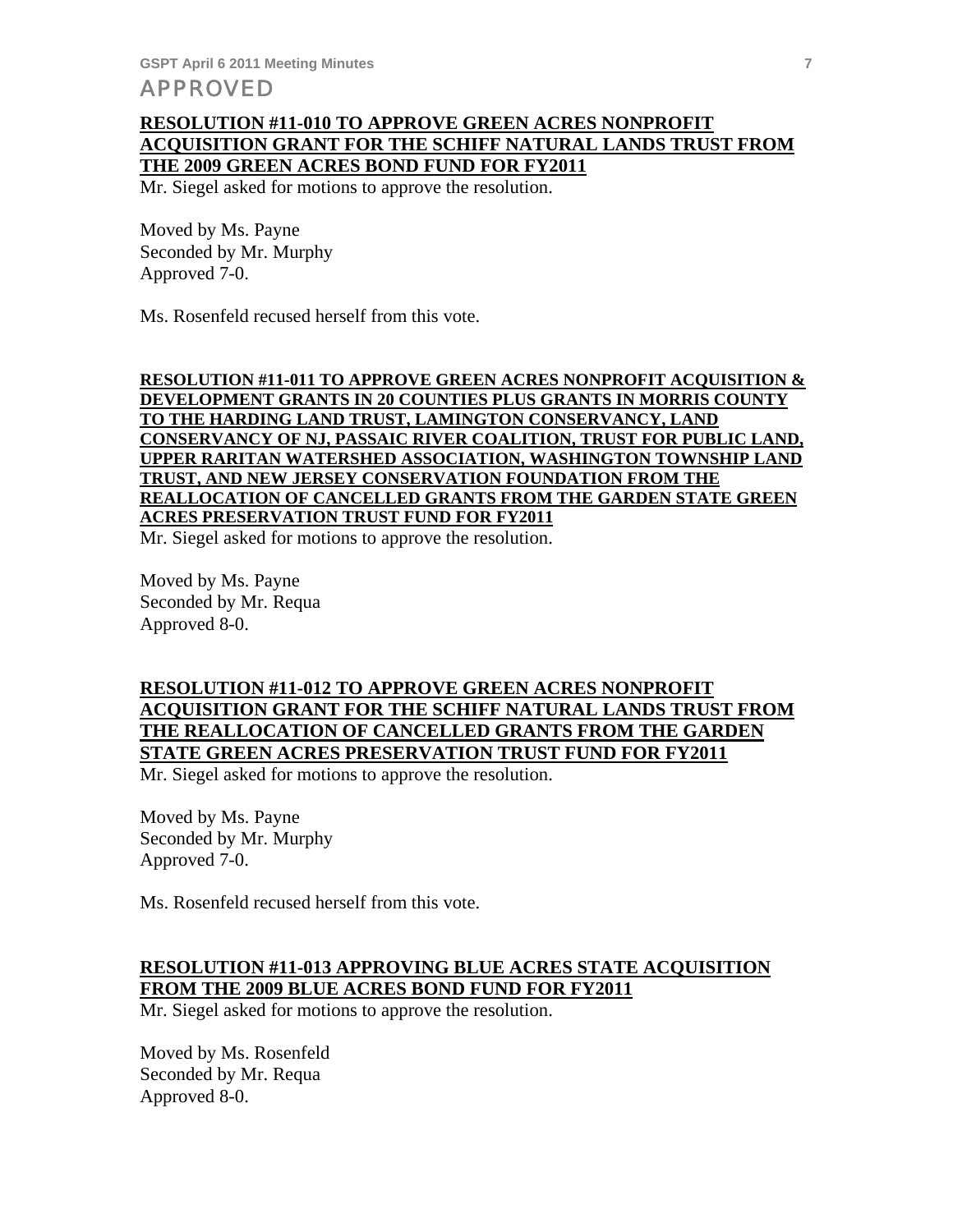APPROVED

**RESOLUTION #11-010 TO APPROVE GREEN ACRES NONPROFIT ACQUISITION GRANT FOR THE SCHIFF NATURAL LANDS TRUST FROM THE 2009 GREEN ACRES BOND FUND FOR FY2011**

Mr. Siegel asked for motions to approve the resolution.

Moved by Ms. Payne
Seconded by Mr. Murphy
Approved 7-0.

Ms. Rosenfeld recused herself from this vote.

**RESOLUTION #11-011 TO APPROVE GREEN ACRES NONPROFIT ACQUISITION & DEVELOPMENT GRANTS IN 20 COUNTIES PLUS GRANTS IN MORRIS COUNTY TO THE HARDING LAND TRUST, LAMINGTON CONSERVANCY, LAND CONSERVANCY OF NJ, PASSAIC RIVER COALITION, TRUST FOR PUBLIC LAND, UPPER RARITAN WATERSHED ASSOCIATION, WASHINGTON TOWNSHIP LAND TRUST, AND NEW JERSEY CONSERVATION FOUNDATION FROM THE REALLOCATION OF CANCELLED GRANTS FROM THE GARDEN STATE GREEN ACRES PRESERVATION TRUST FUND FOR FY2011**

Mr. Siegel asked for motions to approve the resolution.

Moved by Ms. Payne
Seconded by Mr. Requa
Approved 8-0.

**RESOLUTION #11-012 TO APPROVE GREEN ACRES NONPROFIT ACQUISITION GRANT FOR THE SCHIFF NATURAL LANDS TRUST FROM THE REALLOCATION OF CANCELLED GRANTS FROM THE GARDEN STATE GREEN ACRES PRESERVATION TRUST FUND FOR FY2011**

Mr. Siegel asked for motions to approve the resolution.

Moved by Ms. Payne
Seconded by Mr. Murphy
Approved 7-0.

Ms. Rosenfeld recused herself from this vote.

**RESOLUTION #11-013 APPROVING BLUE ACRES STATE ACQUISITION FROM THE 2009 BLUE ACRES BOND FUND FOR FY2011**

Mr. Siegel asked for motions to approve the resolution.

Moved by Ms. Rosenfeld
Seconded by Mr. Requa
Approved 8-0.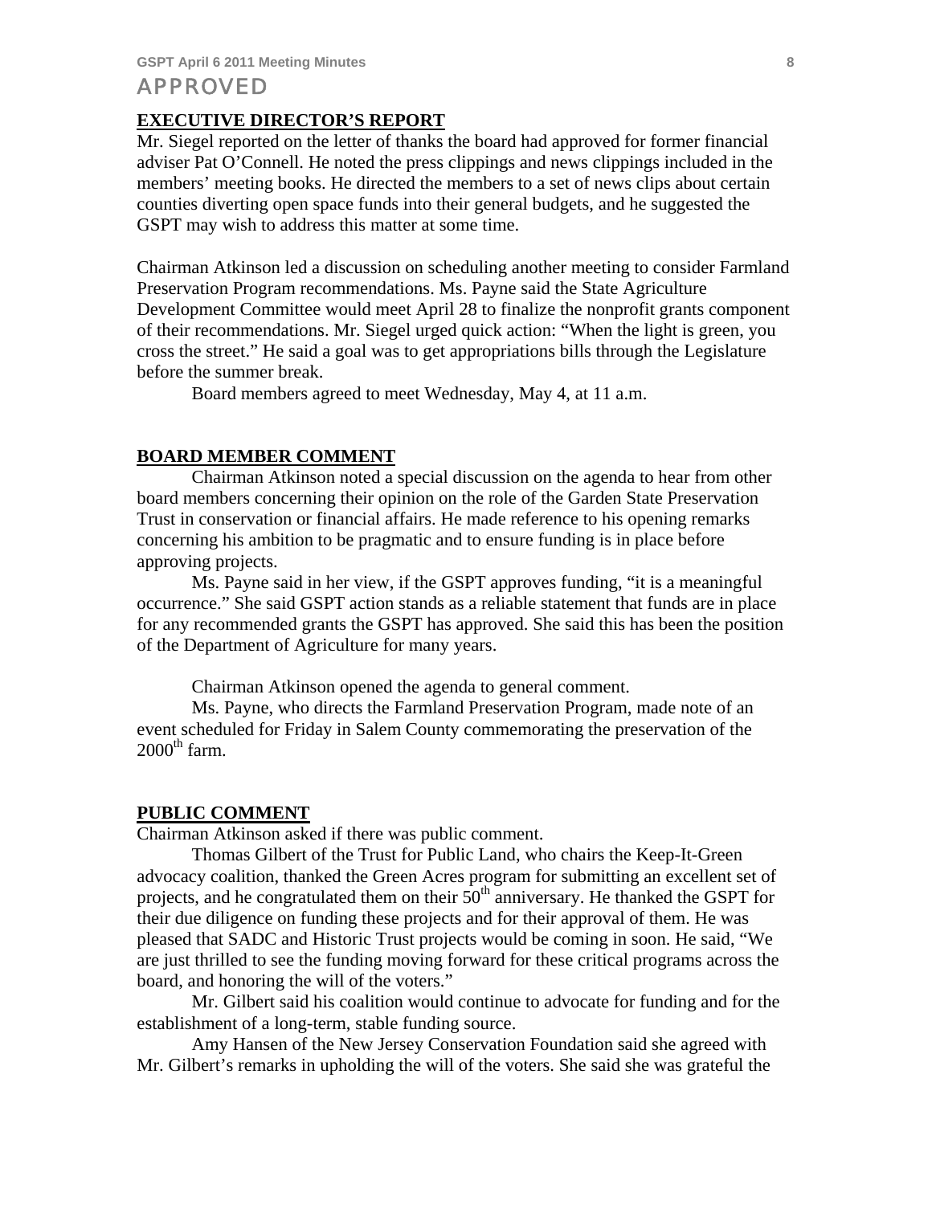APPROVED

**EXECUTIVE DIRECTOR'S REPORT**

Mr. Siegel reported on the letter of thanks the board had approved for former financial adviser Pat O'Connell. He noted the press clippings and news clippings included in the members' meeting books. He directed the members to a set of news clips about certain counties diverting open space funds into their general budgets, and he suggested the GSPT may wish to address this matter at some time.

Chairman Atkinson led a discussion on scheduling another meeting to consider Farmland Preservation Program recommendations. Ms. Payne said the State Agriculture Development Committee would meet April 28 to finalize the nonprofit grants component of their recommendations. Mr. Siegel urged quick action: "When the light is green, you cross the street." He said a goal was to get appropriations bills through the Legislature before the summer break.

Board members agreed to meet Wednesday, May 4, at 11 a.m.

**BOARD MEMBER COMMENT**

Chairman Atkinson noted a special discussion on the agenda to hear from other board members concerning their opinion on the role of the Garden State Preservation Trust in conservation or financial affairs. He made reference to his opening remarks concerning his ambition to be pragmatic and to ensure funding is in place before approving projects.

Ms. Payne said in her view, if the GSPT approves funding, "it is a meaningful occurrence." She said GSPT action stands as a reliable statement that funds are in place for any recommended grants the GSPT has approved. She said this has been the position of the Department of Agriculture for many years.

Chairman Atkinson opened the agenda to general comment.

Ms. Payne, who directs the Farmland Preservation Program, made note of an event scheduled for Friday in Salem County commemorating the preservation of the 2000th farm.

**PUBLIC COMMENT**

Chairman Atkinson asked if there was public comment.

Thomas Gilbert of the Trust for Public Land, who chairs the Keep-It-Green advocacy coalition, thanked the Green Acres program for submitting an excellent set of projects, and he congratulated them on their 50th anniversary. He thanked the GSPT for their due diligence on funding these projects and for their approval of them. He was pleased that SADC and Historic Trust projects would be coming in soon. He said, "We are just thrilled to see the funding moving forward for these critical programs across the board, and honoring the will of the voters."

Mr. Gilbert said his coalition would continue to advocate for funding and for the establishment of a long-term, stable funding source.

Amy Hansen of the New Jersey Conservation Foundation said she agreed with Mr. Gilbert's remarks in upholding the will of the voters. She said she was grateful the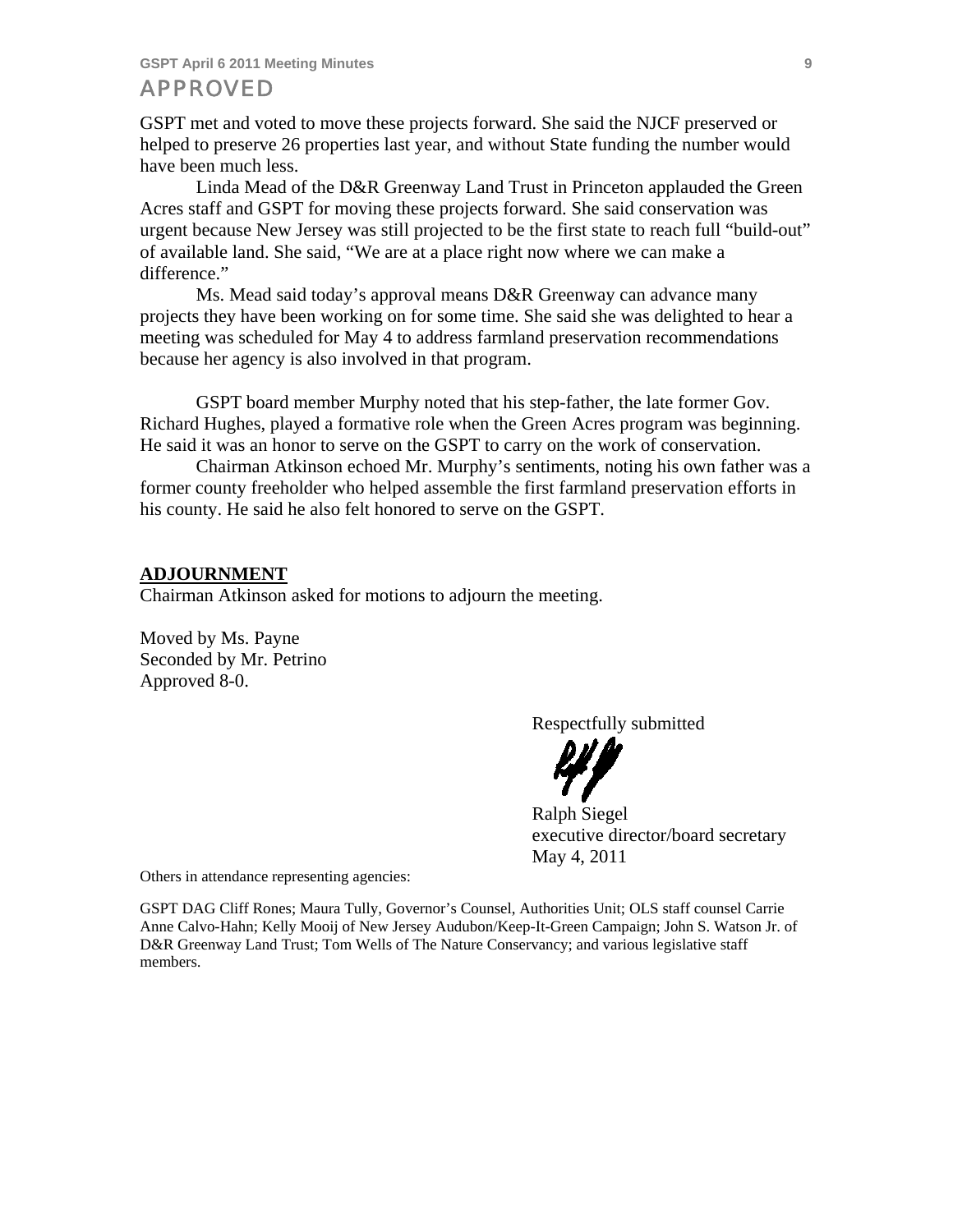APPROVED

GSPT met and voted to move these projects forward. She said the NJCF preserved or helped to preserve 26 properties last year, and without State funding the number would have been much less.

Linda Mead of the D&R Greenway Land Trust in Princeton applauded the Green Acres staff and GSPT for moving these projects forward. She said conservation was urgent because New Jersey was still projected to be the first state to reach full "build-out" of available land. She said, "We are at a place right now where we can make a difference."

Ms. Mead said today's approval means D&R Greenway can advance many projects they have been working on for some time. She said she was delighted to hear a meeting was scheduled for May 4 to address farmland preservation recommendations because her agency is also involved in that program.

GSPT board member Murphy noted that his step-father, the late former Gov. Richard Hughes, played a formative role when the Green Acres program was beginning. He said it was an honor to serve on the GSPT to carry on the work of conservation.

Chairman Atkinson echoed Mr. Murphy's sentiments, noting his own father was a former county freeholder who helped assemble the first farmland preservation efforts in his county. He said he also felt honored to serve on the GSPT.

**ADJOURNMENT**

Chairman Atkinson asked for motions to adjourn the meeting.

Moved by Ms. Payne
Seconded by Mr. Petrino
Approved 8-0.

Respectfully submitted

Ralph Siegel
executive director/board secretary
May 4, 2011

Others in attendance representing agencies:

GSPT DAG Cliff Rones; Maura Tully, Governor's Counsel, Authorities Unit; OLS staff counsel Carrie Anne Calvo-Hahn; Kelly Mooij of New Jersey Audubon/Keep-It-Green Campaign; John S. Watson Jr. of D&R Greenway Land Trust; Tom Wells of The Nature Conservancy; and various legislative staff members.